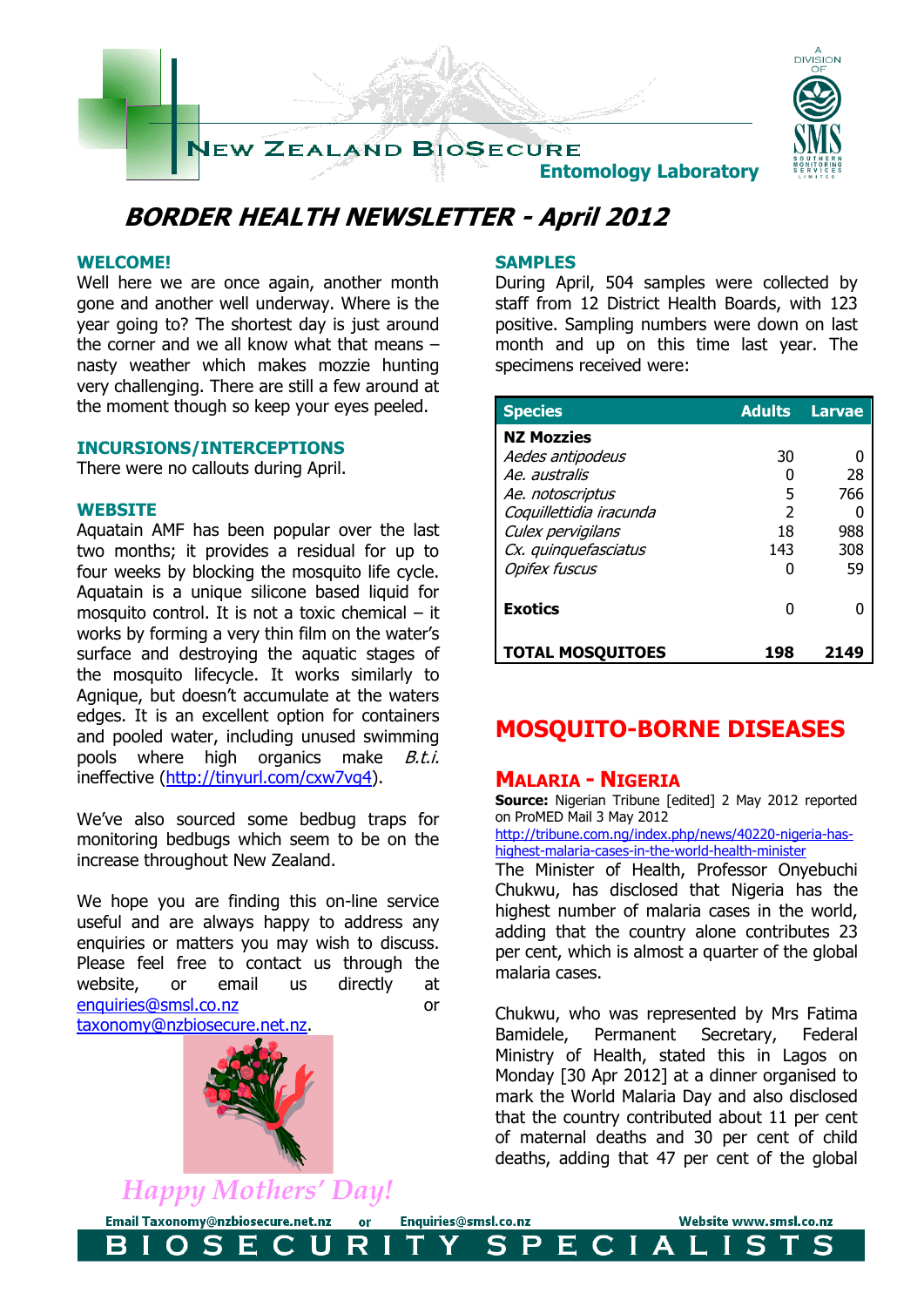# BORDER HEALTH NEWSLETTER - April 2012

New Zealand BioSecure – Entomology Laboratory

## WELCOME!

Well here we are once again, another month gone and another well underway. Where is the year going to? The shortest day is just around the corner and we all know what that means – nasty weather which makes mozzie hunting very challenging. There are still a few around at the moment though so keep your eyes peeled.

## INCURSIONS/INTERCEPTIONS

There were no callouts during April.

## WEBSITE

Aquatain AMF has been popular over the last two months; it provides a residual for up to four weeks by blocking the mosquito life cycle. Aquatain is a unique silicone based liquid for mosquito control. It is not a toxic chemical – it works by forming a very thin film on the water's surface and destroying the aquatic stages of the mosquito lifecycle. It works similarly to Agnique, but doesn't accumulate at the waters edges. It is an excellent option for containers and pooled water, including unused swimming pools where high organics make *B.t.i.* ineffective (http://tinyurl.com/cxw7vq4).

We've also sourced some bedbug traps for monitoring bedbugs which seem to be on the increase throughout New Zealand.

We hope you are finding this on-line service useful and are always happy to address any enquiries or matters you may wish to discuss. Please feel free to contact us through the website, or email us directly at enquiries@smsl.co.nz or taxonomy@nzbiosecure.net.nz.

*Happy Mothers' Day!*

## SAMPLES

During April, 504 samples were collected by staff from 12 District Health Boards, with 123 positive. Sampling numbers were down on last month and up on this time last year. The specimens received were:

| Species | Adults | Larvae |
|---|---|---|
| **NZ Mozzies** | | |
| *Aedes antipodeus* | 30 | 0 |
| *Ae. australis* | 0 | 28 |
| *Ae. notoscriptus* | 5 | 766 |
| *Coquillettidia iracunda* | 2 | 0 |
| *Culex pervigilans* | 18 | 988 |
| *Cx. quinquefasciatus* | 143 | 308 |
| *Opifex fuscus* | 0 | 59 |
| **Exotics** | 0 | 0 |
| **TOTAL MOSQUITOES** | **198** | **2149** |

## MOSQUITO-BORNE DISEASES

### MALARIA - NIGERIA

**Source:** Nigerian Tribune [edited] 2 May 2012 reported on ProMED Mail 3 May 2012
http://tribune.com.ng/index.php/news/40220-nigeria-has-highest-malaria-cases-in-the-world-health-minister

The Minister of Health, Professor Onyebuchi Chukwu, has disclosed that Nigeria has the highest number of malaria cases in the world, adding that the country alone contributes 23 per cent, which is almost a quarter of the global malaria cases.

Chukwu, who was represented by Mrs Fatima Bamidele, Permanent Secretary, Federal Ministry of Health, stated this in Lagos on Monday [30 Apr 2012] at a dinner organised to mark the World Malaria Day and also disclosed that the country contributed about 11 per cent of maternal deaths and 30 per cent of child deaths, adding that 47 per cent of the global

Email Taxonomy@nzbiosecure.net.nz or Enquiries@smsl.co.nz Website www.smsl.co.nz

BIOSECURITY SPECIALISTS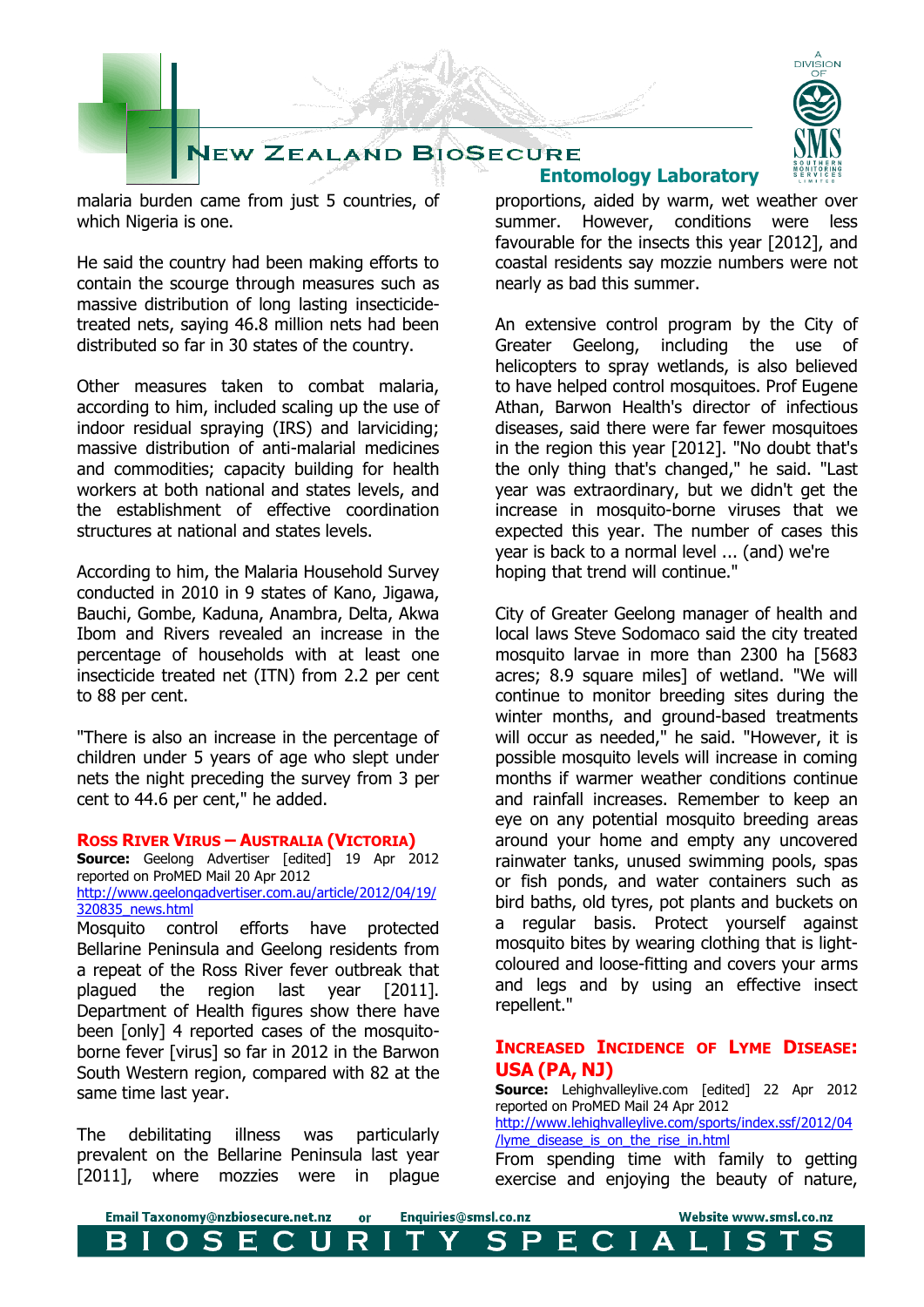malaria burden came from just 5 countries, of which Nigeria is one.

He said the country had been making efforts to contain the scourge through measures such as massive distribution of long lasting insecticide-treated nets, saying 46.8 million nets had been distributed so far in 30 states of the country.

Other measures taken to combat malaria, according to him, included scaling up the use of indoor residual spraying (IRS) and larviciding; massive distribution of anti-malarial medicines and commodities; capacity building for health workers at both national and states levels, and the establishment of effective coordination structures at national and states levels.

According to him, the Malaria Household Survey conducted in 2010 in 9 states of Kano, Jigawa, Bauchi, Gombe, Kaduna, Anambra, Delta, Akwa Ibom and Rivers revealed an increase in the percentage of households with at least one insecticide treated net (ITN) from 2.2 per cent to 88 per cent.

"There is also an increase in the percentage of children under 5 years of age who slept under nets the night preceding the survey from 3 per cent to 44.6 per cent," he added.

## Ross River Virus – Australia (Victoria)

**Source:** Geelong Advertiser [edited] 19 Apr 2012 reported on ProMED Mail 20 Apr 2012
http://www.geelongadvertiser.com.au/article/2012/04/19/320835_news.html

Mosquito control efforts have protected Bellarine Peninsula and Geelong residents from a repeat of the Ross River fever outbreak that plagued the region last year [2011]. Department of Health figures show there have been [only] 4 reported cases of the mosquito-borne fever [virus] so far in 2012 in the Barwon South Western region, compared with 82 at the same time last year.

The debilitating illness was particularly prevalent on the Bellarine Peninsula last year [2011], where mozzies were in plague proportions, aided by warm, wet weather over summer. However, conditions were less favourable for the insects this year [2012], and coastal residents say mozzie numbers were not nearly as bad this summer.

An extensive control program by the City of Greater Geelong, including the use of helicopters to spray wetlands, is also believed to have helped control mosquitoes. Prof Eugene Athan, Barwon Health's director of infectious diseases, said there were far fewer mosquitoes in the region this year [2012]. "No doubt that's the only thing that's changed," he said. "Last year was extraordinary, but we didn't get the increase in mosquito-borne viruses that we expected this year. The number of cases this year is back to a normal level ... (and) we're hoping that trend will continue."

City of Greater Geelong manager of health and local laws Steve Sodomaco said the city treated mosquito larvae in more than 2300 ha [5683 acres; 8.9 square miles] of wetland. "We will continue to monitor breeding sites during the winter months, and ground-based treatments will occur as needed," he said. "However, it is possible mosquito levels will increase in coming months if warmer weather conditions continue and rainfall increases. Remember to keep an eye on any potential mosquito breeding areas around your home and empty any uncovered rainwater tanks, unused swimming pools, spas or fish ponds, and water containers such as bird baths, old tyres, pot plants and buckets on a regular basis. Protect yourself against mosquito bites by wearing clothing that is light-coloured and loose-fitting and covers your arms and legs and by using an effective insect repellent."

## Increased Incidence of Lyme Disease: USA (PA, NJ)

**Source:** Lehighvalleylive.com [edited] 22 Apr 2012 reported on ProMED Mail 24 Apr 2012
http://www.lehighvalleylive.com/sports/index.ssf/2012/04/lyme_disease_is_on_the_rise_in.html

From spending time with family to getting exercise and enjoying the beauty of nature,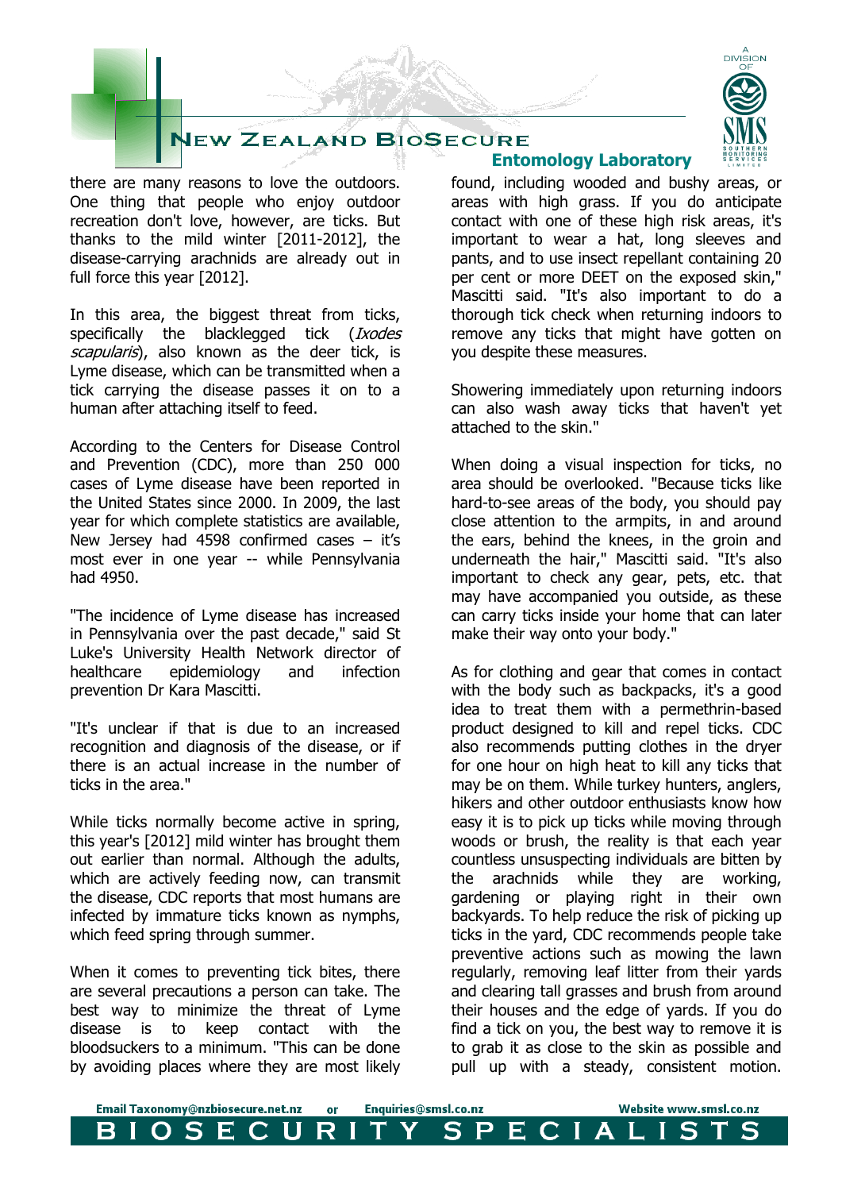there are many reasons to love the outdoors. One thing that people who enjoy outdoor recreation don't love, however, are ticks. But thanks to the mild winter [2011-2012], the disease-carrying arachnids are already out in full force this year [2012].

In this area, the biggest threat from ticks, specifically the blacklegged tick (*Ixodes scapularis*), also known as the deer tick, is Lyme disease, which can be transmitted when a tick carrying the disease passes it on to a human after attaching itself to feed.

According to the Centers for Disease Control and Prevention (CDC), more than 250 000 cases of Lyme disease have been reported in the United States since 2000. In 2009, the last year for which complete statistics are available, New Jersey had 4598 confirmed cases – it's most ever in one year -- while Pennsylvania had 4950.

"The incidence of Lyme disease has increased in Pennsylvania over the past decade," said St Luke's University Health Network director of healthcare epidemiology and infection prevention Dr Kara Mascitti.

"It's unclear if that is due to an increased recognition and diagnosis of the disease, or if there is an actual increase in the number of ticks in the area."

While ticks normally become active in spring, this year's [2012] mild winter has brought them out earlier than normal. Although the adults, which are actively feeding now, can transmit the disease, CDC reports that most humans are infected by immature ticks known as nymphs, which feed spring through summer.

When it comes to preventing tick bites, there are several precautions a person can take. The best way to minimize the threat of Lyme disease is to keep contact with the bloodsuckers to a minimum. "This can be done by avoiding places where they are most likely found, including wooded and bushy areas, or areas with high grass. If you do anticipate contact with one of these high risk areas, it's important to wear a hat, long sleeves and pants, and to use insect repellant containing 20 per cent or more DEET on the exposed skin," Mascitti said. "It's also important to do a thorough tick check when returning indoors to remove any ticks that might have gotten on you despite these measures.

Showering immediately upon returning indoors can also wash away ticks that haven't yet attached to the skin."

When doing a visual inspection for ticks, no area should be overlooked. "Because ticks like hard-to-see areas of the body, you should pay close attention to the armpits, in and around the ears, behind the knees, in the groin and underneath the hair," Mascitti said. "It's also important to check any gear, pets, etc. that may have accompanied you outside, as these can carry ticks inside your home that can later make their way onto your body."

As for clothing and gear that comes in contact with the body such as backpacks, it's a good idea to treat them with a permethrin-based product designed to kill and repel ticks. CDC also recommends putting clothes in the dryer for one hour on high heat to kill any ticks that may be on them. While turkey hunters, anglers, hikers and other outdoor enthusiasts know how easy it is to pick up ticks while moving through woods or brush, the reality is that each year countless unsuspecting individuals are bitten by the arachnids while they are working, gardening or playing right in their own backyards. To help reduce the risk of picking up ticks in the yard, CDC recommends people take preventive actions such as mowing the lawn regularly, removing leaf litter from their yards and clearing tall grasses and brush from around their houses and the edge of yards. If you do find a tick on you, the best way to remove it is to grab it as close to the skin as possible and pull up with a steady, consistent motion.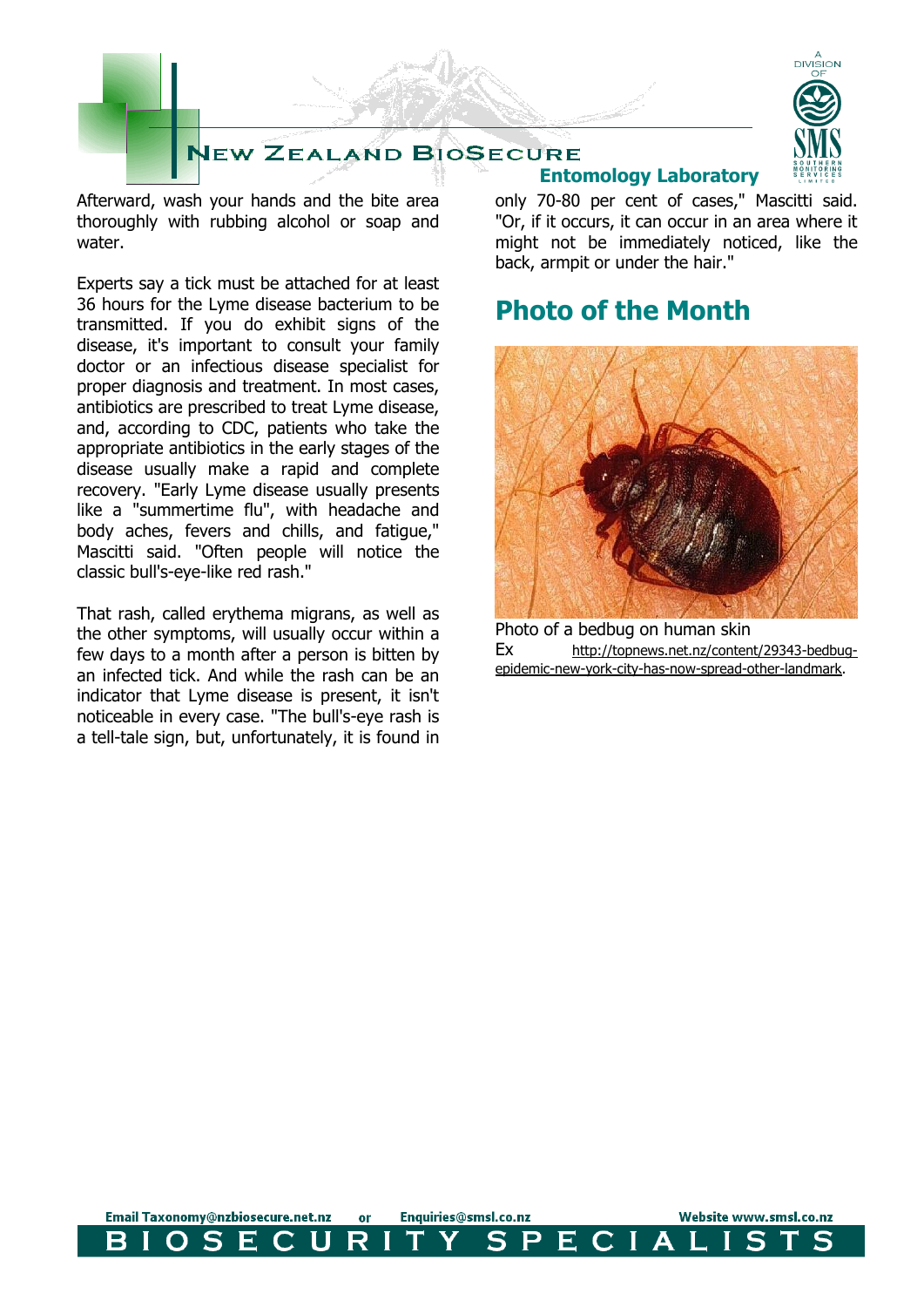Afterward, wash your hands and the bite area thoroughly with rubbing alcohol or soap and water.

Experts say a tick must be attached for at least 36 hours for the Lyme disease bacterium to be transmitted. If you do exhibit signs of the disease, it's important to consult your family doctor or an infectious disease specialist for proper diagnosis and treatment. In most cases, antibiotics are prescribed to treat Lyme disease, and, according to CDC, patients who take the appropriate antibiotics in the early stages of the disease usually make a rapid and complete recovery. "Early Lyme disease usually presents like a "summertime flu", with headache and body aches, fevers and chills, and fatigue," Mascitti said. "Often people will notice the classic bull's-eye-like red rash."

That rash, called erythema migrans, as well as the other symptoms, will usually occur within a few days to a month after a person is bitten by an infected tick. And while the rash can be an indicator that Lyme disease is present, it isn't noticeable in every case. "The bull's-eye rash is a tell-tale sign, but, unfortunately, it is found in only 70-80 per cent of cases," Mascitti said. "Or, if it occurs, it can occur in an area where it might not be immediately noticed, like the back, armpit or under the hair."

## Photo of the Month

Photo of a bedbug on human skin

Ex http://topnews.net.nz/content/29343-bedbug-epidemic-new-york-city-has-now-spread-other-landmark.